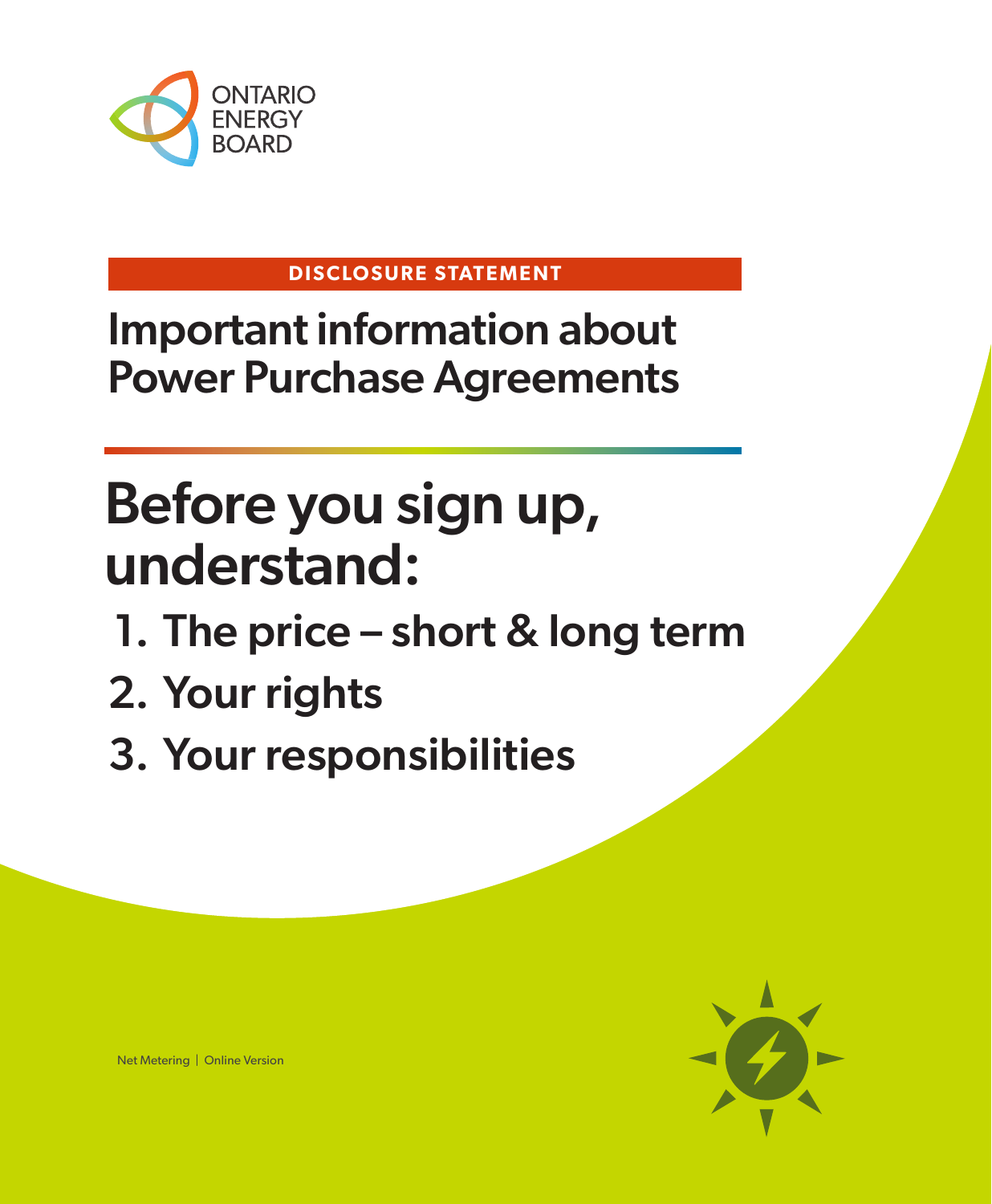ONTARIO ENERGY BOARD

**DISCLOSURE STATEMENT**

# Important information about Power Purchase Agreements

## Before you sign up, understand:

1. The price – short & long term
2. Your rights
3. Your responsibilities

Net Metering | Online Version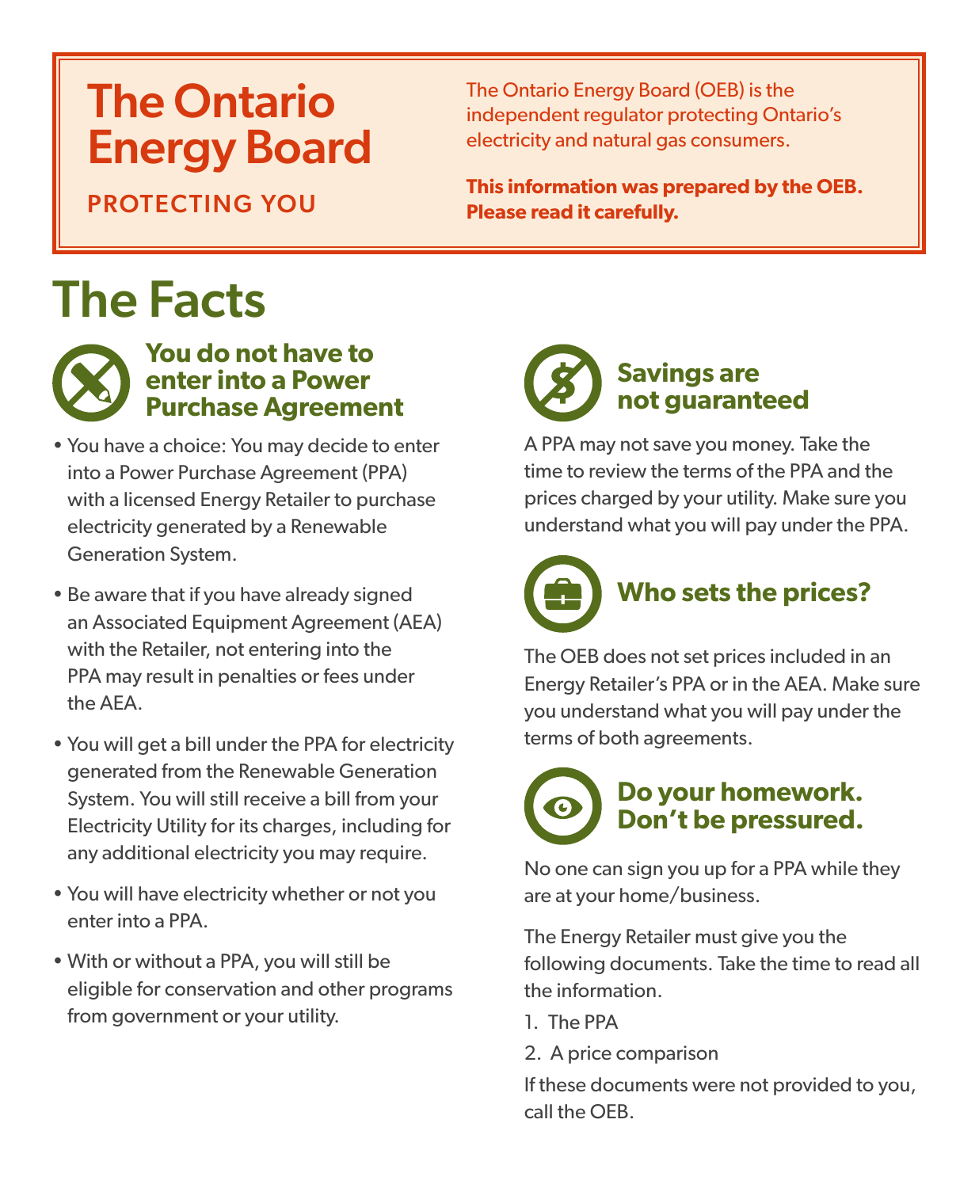# The Ontario Energy Board

PROTECTING YOU

The Ontario Energy Board (OEB) is the independent regulator protecting Ontario's electricity and natural gas consumers.

**This information was prepared by the OEB. Please read it carefully.**

# The Facts

## You do not have to enter into a Power Purchase Agreement

- You have a choice: You may decide to enter into a Power Purchase Agreement (PPA) with a licensed Energy Retailer to purchase electricity generated by a Renewable Generation System.
- Be aware that if you have already signed an Associated Equipment Agreement (AEA) with the Retailer, not entering into the PPA may result in penalties or fees under the AEA.
- You will get a bill under the PPA for electricity generated from the Renewable Generation System. You will still receive a bill from your Electricity Utility for its charges, including for any additional electricity you may require.
- You will have electricity whether or not you enter into a PPA.
- With or without a PPA, you will still be eligible for conservation and other programs from government or your utility.

## Savings are not guaranteed

A PPA may not save you money. Take the time to review the terms of the PPA and the prices charged by your utility. Make sure you understand what you will pay under the PPA.

## Who sets the prices?

The OEB does not set prices included in an Energy Retailer's PPA or in the AEA. Make sure you understand what you will pay under the terms of both agreements.

## Do your homework. Don't be pressured.

No one can sign you up for a PPA while they are at your home/business.

The Energy Retailer must give you the following documents. Take the time to read all the information.

1. The PPA
2. A price comparison

If these documents were not provided to you, call the OEB.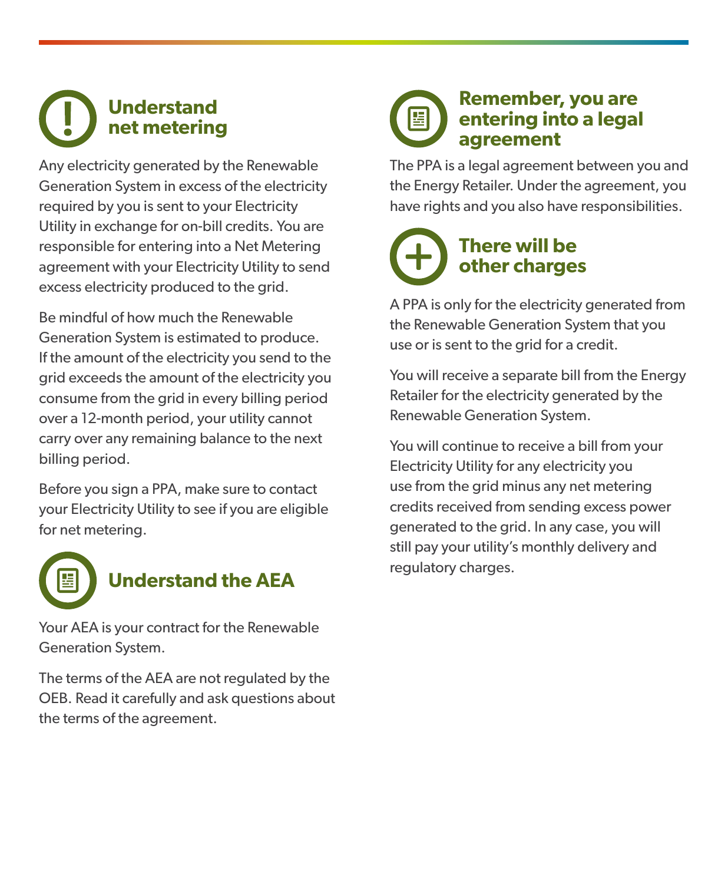## Understand net metering

Any electricity generated by the Renewable Generation System in excess of the electricity required by you is sent to your Electricity Utility in exchange for on-bill credits. You are responsible for entering into a Net Metering agreement with your Electricity Utility to send excess electricity produced to the grid.

Be mindful of how much the Renewable Generation System is estimated to produce. If the amount of the electricity you send to the grid exceeds the amount of the electricity you consume from the grid in every billing period over a 12-month period, your utility cannot carry over any remaining balance to the next billing period.

Before you sign a PPA, make sure to contact your Electricity Utility to see if you are eligible for net metering.

## Understand the AEA

Your AEA is your contract for the Renewable Generation System.

The terms of the AEA are not regulated by the OEB. Read it carefully and ask questions about the terms of the agreement.

## Remember, you are entering into a legal agreement

The PPA is a legal agreement between you and the Energy Retailer. Under the agreement, you have rights and you also have responsibilities.

## There will be other charges

A PPA is only for the electricity generated from the Renewable Generation System that you use or is sent to the grid for a credit.

You will receive a separate bill from the Energy Retailer for the electricity generated by the Renewable Generation System.

You will continue to receive a bill from your Electricity Utility for any electricity you use from the grid minus any net metering credits received from sending excess power generated to the grid. In any case, you will still pay your utility's monthly delivery and regulatory charges.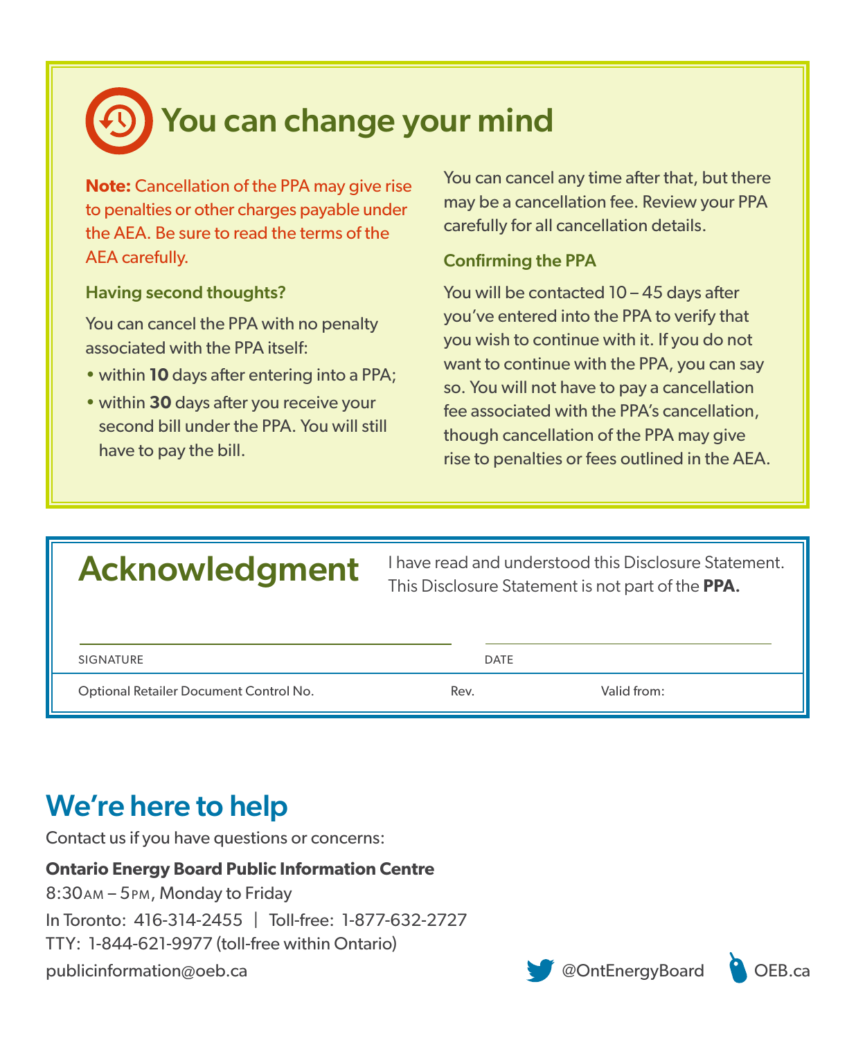## You can change your mind

**Note:** Cancellation of the PPA may give rise to penalties or other charges payable under the AEA. Be sure to read the terms of the AEA carefully.

### Having second thoughts?

You can cancel the PPA with no penalty associated with the PPA itself:

- within **10** days after entering into a PPA;
- within **30** days after you receive your second bill under the PPA. You will still have to pay the bill.

You can cancel any time after that, but there may be a cancellation fee. Review your PPA carefully for all cancellation details.

### Confirming the PPA

You will be contacted 10 – 45 days after you've entered into the PPA to verify that you wish to continue with it. If you do not want to continue with the PPA, you can say so. You will not have to pay a cancellation fee associated with the PPA's cancellation, though cancellation of the PPA may give rise to penalties or fees outlined in the AEA.

## Acknowledgment

I have read and understood this Disclosure Statement. This Disclosure Statement is not part of the **PPA.**

SIGNATURE ______________________ DATE ______________________

Optional Retailer Document Control No. Rev. Valid from:

## We're here to help

Contact us if you have questions or concerns:

**Ontario Energy Board Public Information Centre**
8:30AM – 5PM, Monday to Friday
In Toronto: 416-314-2455 | Toll-free: 1-877-632-2727
TTY: 1-844-621-9977 (toll-free within Ontario)
publicinformation@oeb.ca

@OntEnergyBoard

OEB.ca